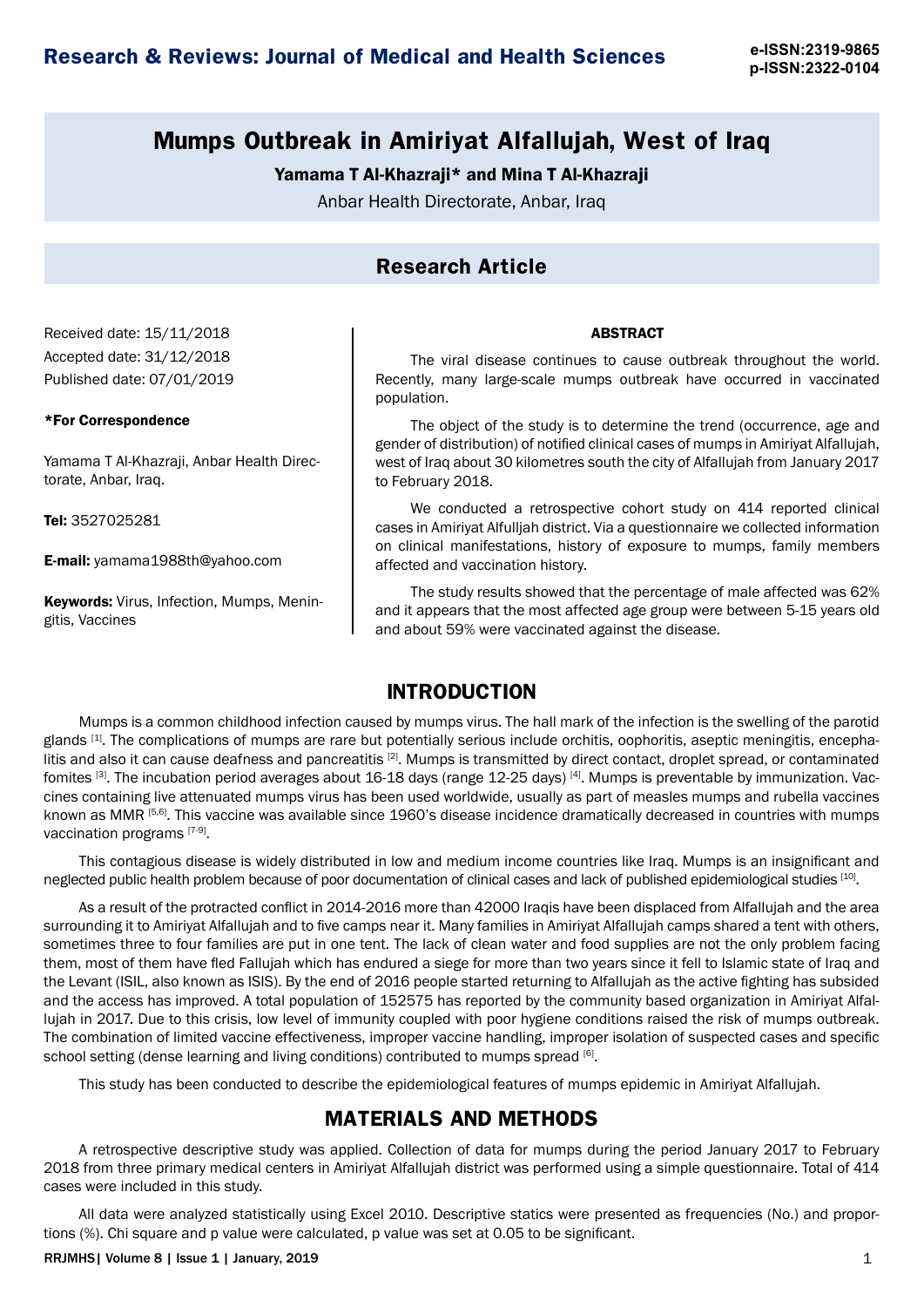# Mumps Outbreak in Amiriyat Alfallujah, West of Iraq

**Yamama T Al-Khazraji* and Mina T Al-Khazraji**

Anbar Health Directorate, Anbar, Iraq

## Research Article

Received date: 15/11/2018

Accepted date: 31/12/2018

Published date: 07/01/2019

**\*For Correspondence**

Yamama T Al-Khazraji, Anbar Health Directorate, Anbar, Iraq.

**Tel:** 3527025281

**E-mail:** yamama1988th@yahoo.com

**Keywords:** Virus, Infection, Mumps, Meningitis, Vaccines

### ABSTRACT

The viral disease continues to cause outbreak throughout the world. Recently, many large-scale mumps outbreak have occurred in vaccinated population.

The object of the study is to determine the trend (occurrence, age and gender of distribution) of notified clinical cases of mumps in Amiriyat Alfallujah, west of Iraq about 30 kilometres south the city of Alfallujah from January 2017 to February 2018.

We conducted a retrospective cohort study on 414 reported clinical cases in Amiriyat Alfulljah district. Via a questionnaire we collected information on clinical manifestations, history of exposure to mumps, family members affected and vaccination history.

The study results showed that the percentage of male affected was 62% and it appears that the most affected age group were between 5-15 years old and about 59% were vaccinated against the disease.

## INTRODUCTION

Mumps is a common childhood infection caused by mumps virus. The hall mark of the infection is the swelling of the parotid glands [1]. The complications of mumps are rare but potentially serious include orchitis, oophoritis, aseptic meningitis, encephalitis and also it can cause deafness and pancreatitis [2]. Mumps is transmitted by direct contact, droplet spread, or contaminated fomites [3]. The incubation period averages about 16-18 days (range 12-25 days) [4]. Mumps is preventable by immunization. Vaccines containing live attenuated mumps virus has been used worldwide, usually as part of measles mumps and rubella vaccines known as MMR [5,6]. This vaccine was available since 1960's disease incidence dramatically decreased in countries with mumps vaccination programs [7-9].

This contagious disease is widely distributed in low and medium income countries like Iraq. Mumps is an insignificant and neglected public health problem because of poor documentation of clinical cases and lack of published epidemiological studies [10].

As a result of the protracted conflict in 2014-2016 more than 42000 Iraqis have been displaced from Alfallujah and the area surrounding it to Amiriyat Alfallujah and to five camps near it. Many families in Amiriyat Alfallujah camps shared a tent with others, sometimes three to four families are put in one tent. The lack of clean water and food supplies are not the only problem facing them, most of them have fled Fallujah which has endured a siege for more than two years since it fell to Islamic state of Iraq and the Levant (ISIL, also known as ISIS). By the end of 2016 people started returning to Alfallujah as the active fighting has subsided and the access has improved. A total population of 152575 has reported by the community based organization in Amiriyat Alfallujah in 2017. Due to this crisis, low level of immunity coupled with poor hygiene conditions raised the risk of mumps outbreak. The combination of limited vaccine effectiveness, improper vaccine handling, improper isolation of suspected cases and specific school setting (dense learning and living conditions) contributed to mumps spread [6].

This study has been conducted to describe the epidemiological features of mumps epidemic in Amiriyat Alfallujah.

## MATERIALS AND METHODS

A retrospective descriptive study was applied. Collection of data for mumps during the period January 2017 to February 2018 from three primary medical centers in Amiriyat Alfallujah district was performed using a simple questionnaire. Total of 414 cases were included in this study.

All data were analyzed statistically using Excel 2010. Descriptive statics were presented as frequencies (No.) and proportions (%). Chi square and p value were calculated, p value was set at 0.05 to be significant.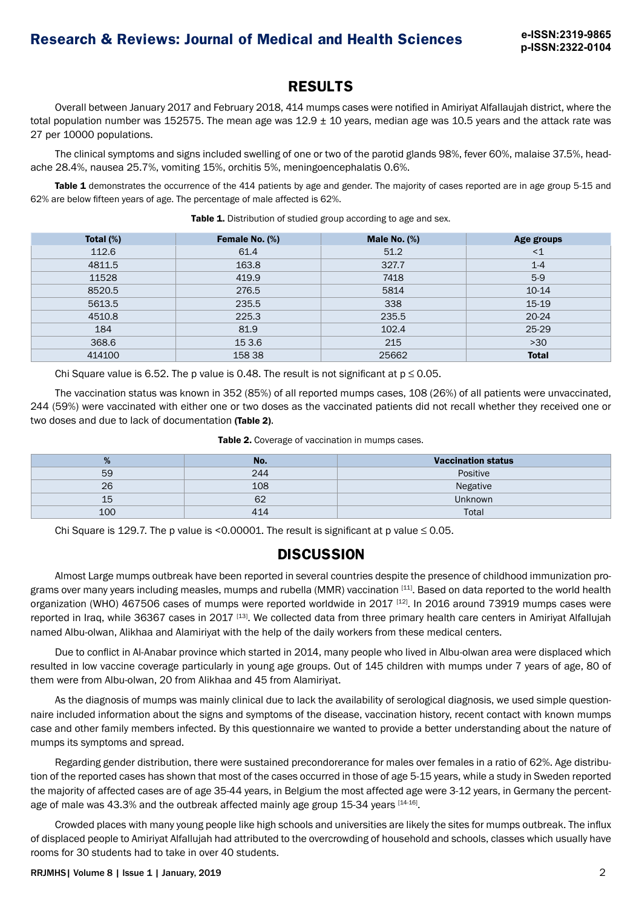## RESULTS

Overall between January 2017 and February 2018, 414 mumps cases were notified in Amiriyat Alfallaujah district, where the total population number was 152575. The mean age was 12.9 ± 10 years, median age was 10.5 years and the attack rate was 27 per 10000 populations.

The clinical symptoms and signs included swelling of one or two of the parotid glands 98%, fever 60%, malaise 37.5%, headache 28.4%, nausea 25.7%, vomiting 15%, orchitis 5%, meningoencephalatis 0.6%.

**Table 1** demonstrates the occurrence of the 414 patients by age and gender. The majority of cases reported are in age group 5-15 and 62% are below fifteen years of age. The percentage of male affected is 62%.

**Table 1.** Distribution of studied group according to age and sex.

| Total (%) | Female No. (%) | Male No. (%) | Age groups |
|---|---|---|---|
| 112.6 | 61.4 | 51.2 | <1 |
| 4811.5 | 163.8 | 327.7 | 1-4 |
| 11528 | 419.9 | 7418 | 5-9 |
| 8520.5 | 276.5 | 5814 | 10-14 |
| 5613.5 | 235.5 | 338 | 15-19 |
| 4510.8 | 225.3 | 235.5 | 20-24 |
| 184 | 81.9 | 102.4 | 25-29 |
| 368.6 | 15 3.6 | 215 | >30 |
| 414100 | 158 38 | 25662 | **Total** |

Chi Square value is 6.52. The p value is 0.48. The result is not significant at p ≤ 0.05.

The vaccination status was known in 352 (85%) of all reported mumps cases, 108 (26%) of all patients were unvaccinated, 244 (59%) were vaccinated with either one or two doses as the vaccinated patients did not recall whether they received one or two doses and due to lack of documentation **(Table 2)**.

**Table 2.** Coverage of vaccination in mumps cases.

| % | No. | Vaccination status |
|---|---|---|
| 59 | 244 | Positive |
| 26 | 108 | Negative |
| 15 | 62 | Unknown |
| 100 | 414 | Total |

Chi Square is 129.7. The p value is <0.00001. The result is significant at p value ≤ 0.05.

## DISCUSSION

Almost Large mumps outbreak have been reported in several countries despite the presence of childhood immunization programs over many years including measles, mumps and rubella (MMR) vaccination [11]. Based on data reported to the world health organization (WHO) 467506 cases of mumps were reported worldwide in 2017 [12]. In 2016 around 73919 mumps cases were reported in Iraq, while 36367 cases in 2017 [13]. We collected data from three primary health care centers in Amiriyat Alfallujah named Albu-olwan, Alikhaa and Alamiriyat with the help of the daily workers from these medical centers.

Due to conflict in Al-Anabar province which started in 2014, many people who lived in Albu-olwan area were displaced which resulted in low vaccine coverage particularly in young age groups. Out of 145 children with mumps under 7 years of age, 80 of them were from Albu-olwan, 20 from Alikhaa and 45 from Alamiriyat.

As the diagnosis of mumps was mainly clinical due to lack the availability of serological diagnosis, we used simple questionnaire included information about the signs and symptoms of the disease, vaccination history, recent contact with known mumps case and other family members infected. By this questionnaire we wanted to provide a better understanding about the nature of mumps its symptoms and spread.

Regarding gender distribution, there were sustained precondorerance for males over females in a ratio of 62%. Age distribution of the reported cases has shown that most of the cases occurred in those of age 5-15 years, while a study in Sweden reported the majority of affected cases are of age 35-44 years, in Belgium the most affected age were 3-12 years, in Germany the percentage of male was 43.3% and the outbreak affected mainly age group 15-34 years [14-16].

Crowded places with many young people like high schools and universities are likely the sites for mumps outbreak. The influx of displaced people to Amiriyat Alfallujah had attributed to the overcrowding of household and schools, classes which usually have rooms for 30 students had to take in over 40 students.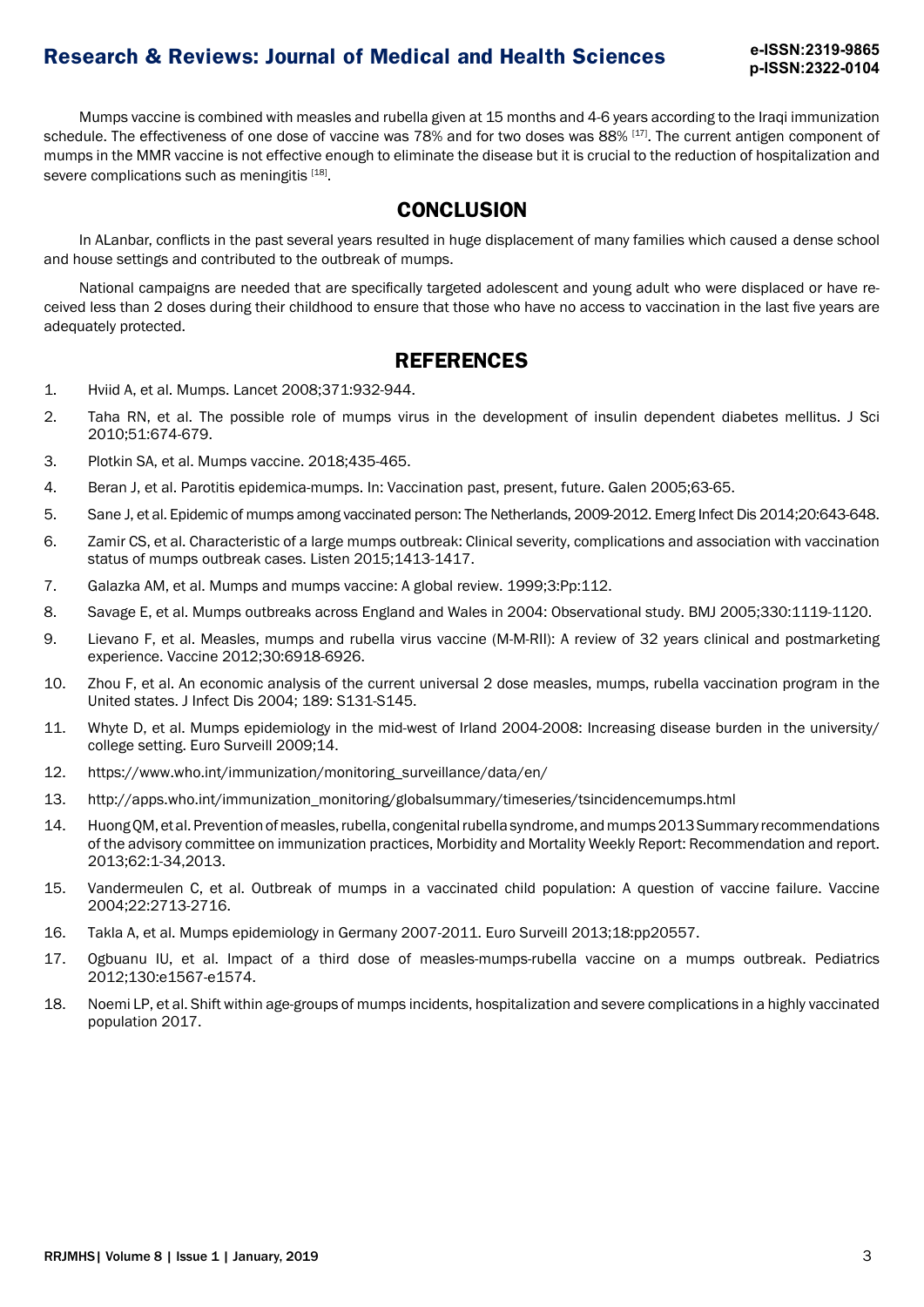Mumps vaccine is combined with measles and rubella given at 15 months and 4-6 years according to the Iraqi immunization schedule. The effectiveness of one dose of vaccine was 78% and for two doses was 88% [17]. The current antigen component of mumps in the MMR vaccine is not effective enough to eliminate the disease but it is crucial to the reduction of hospitalization and severe complications such as meningitis [18].

## CONCLUSION

In ALanbar, conflicts in the past several years resulted in huge displacement of many families which caused a dense school and house settings and contributed to the outbreak of mumps.

National campaigns are needed that are specifically targeted adolescent and young adult who were displaced or have received less than 2 doses during their childhood to ensure that those who have no access to vaccination in the last five years are adequately protected.

## REFERENCES

1. Hviid A, et al. Mumps. Lancet 2008;371:932-944.
2. Taha RN, et al. The possible role of mumps virus in the development of insulin dependent diabetes mellitus. J Sci 2010;51:674-679.
3. Plotkin SA, et al. Mumps vaccine. 2018;435-465.
4. Beran J, et al. Parotitis epidemica-mumps. In: Vaccination past, present, future. Galen 2005;63-65.
5. Sane J, et al. Epidemic of mumps among vaccinated person: The Netherlands, 2009-2012. Emerg Infect Dis 2014;20:643-648.
6. Zamir CS, et al. Characteristic of a large mumps outbreak: Clinical severity, complications and association with vaccination status of mumps outbreak cases. Listen 2015;1413-1417.
7. Galazka AM, et al. Mumps and mumps vaccine: A global review. 1999;3:Pp:112.
8. Savage E, et al. Mumps outbreaks across England and Wales in 2004: Observational study. BMJ 2005;330:1119-1120.
9. Lievano F, et al. Measles, mumps and rubella virus vaccine (M-M-RII): A review of 32 years clinical and postmarketing experience. Vaccine 2012;30:6918-6926.
10. Zhou F, et al. An economic analysis of the current universal 2 dose measles, mumps, rubella vaccination program in the United states. J Infect Dis 2004; 189: S131-S145.
11. Whyte D, et al. Mumps epidemiology in the mid-west of Irland 2004-2008: Increasing disease burden in the university/college setting. Euro Surveill 2009;14.
12. https://www.who.int/immunization/monitoring_surveillance/data/en/
13. http://apps.who.int/immunization_monitoring/globalsummary/timeseries/tsincidencemumps.html
14. Huong QM, et al. Prevention of measles, rubella, congenital rubella syndrome, and mumps 2013 Summary recommendations of the advisory committee on immunization practices, Morbidity and Mortality Weekly Report: Recommendation and report. 2013;62:1-34,2013.
15. Vandermeulen C, et al. Outbreak of mumps in a vaccinated child population: A question of vaccine failure. Vaccine 2004;22:2713-2716.
16. Takla A, et al. Mumps epidemiology in Germany 2007-2011. Euro Surveill 2013;18:pp20557.
17. Ogbuanu IU, et al. Impact of a third dose of measles-mumps-rubella vaccine on a mumps outbreak. Pediatrics 2012;130:e1567-e1574.
18. Noemi LP, et al. Shift within age-groups of mumps incidents, hospitalization and severe complications in a highly vaccinated population 2017.